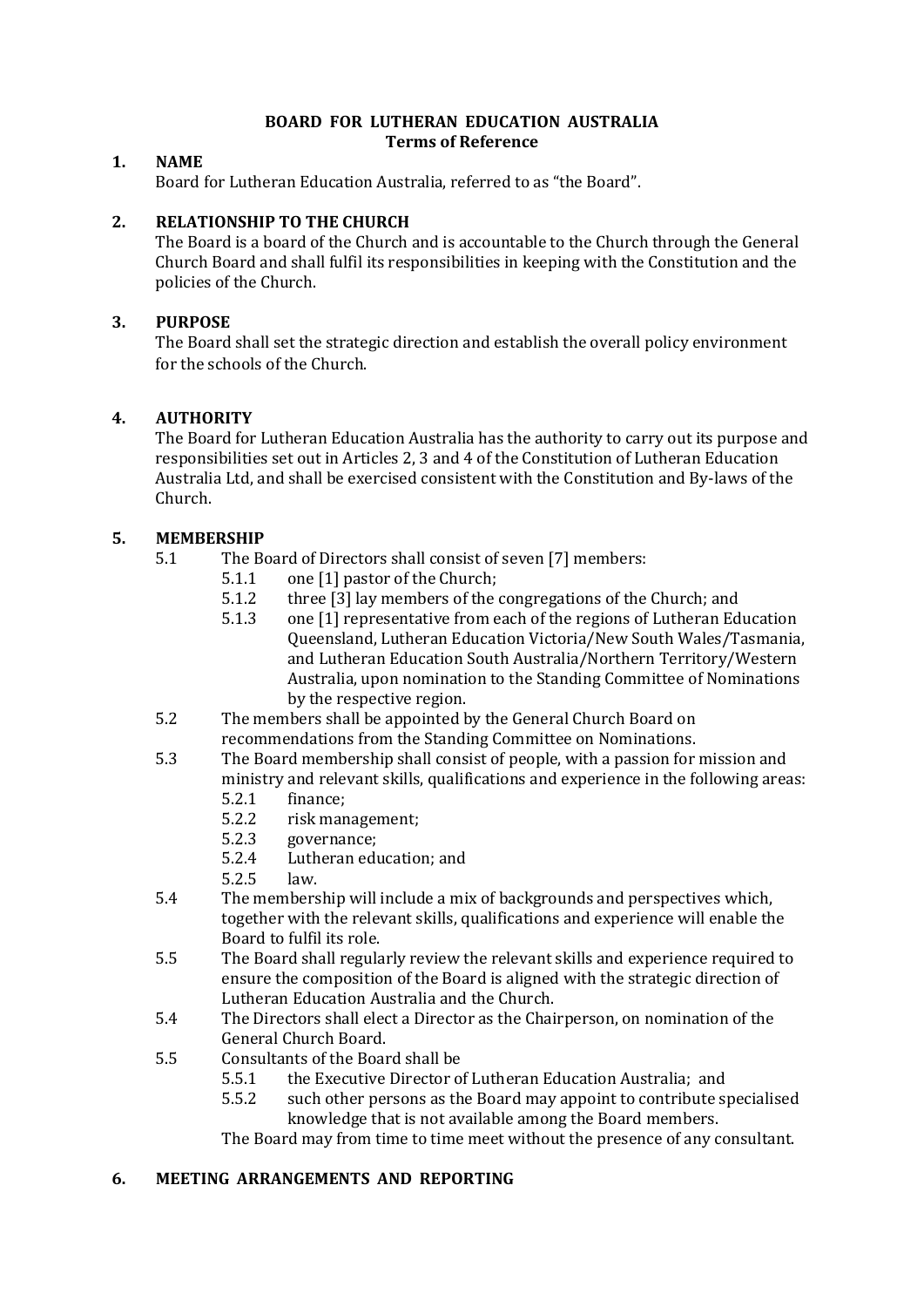**BOARD FOR LUTHERAN EDUCATION AUSTRALIA**
**Terms of Reference**

## 1. NAME

Board for Lutheran Education Australia, referred to as "the Board".

## 2. RELATIONSHIP TO THE CHURCH

The Board is a board of the Church and is accountable to the Church through the General Church Board and shall fulfil its responsibilities in keeping with the Constitution and the policies of the Church.

## 3. PURPOSE

The Board shall set the strategic direction and establish the overall policy environment for the schools of the Church.

## 4. AUTHORITY

The Board for Lutheran Education Australia has the authority to carry out its purpose and responsibilities set out in Articles 2, 3 and 4 of the Constitution of Lutheran Education Australia Ltd, and shall be exercised consistent with the Constitution and By-laws of the Church.

## 5. MEMBERSHIP

5.1 The Board of Directors shall consist of seven [7] members:

- 5.1.1 one [1] pastor of the Church;
- 5.1.2 three [3] lay members of the congregations of the Church; and
- 5.1.3 one [1] representative from each of the regions of Lutheran Education Queensland, Lutheran Education Victoria/New South Wales/Tasmania, and Lutheran Education South Australia/Northern Territory/Western Australia, upon nomination to the Standing Committee of Nominations by the respective region.

5.2 The members shall be appointed by the General Church Board on recommendations from the Standing Committee on Nominations.

5.3 The Board membership shall consist of people, with a passion for mission and ministry and relevant skills, qualifications and experience in the following areas:

- 5.2.1 finance;
- 5.2.2 risk management;
- 5.2.3 governance;
- 5.2.4 Lutheran education; and
- 5.2.5 law.

5.4 The membership will include a mix of backgrounds and perspectives which, together with the relevant skills, qualifications and experience will enable the Board to fulfil its role.

5.5 The Board shall regularly review the relevant skills and experience required to ensure the composition of the Board is aligned with the strategic direction of Lutheran Education Australia and the Church.

5.4 The Directors shall elect a Director as the Chairperson, on nomination of the General Church Board.

5.5 Consultants of the Board shall be

- 5.5.1 the Executive Director of Lutheran Education Australia; and
- 5.5.2 such other persons as the Board may appoint to contribute specialised knowledge that is not available among the Board members.

The Board may from time to time meet without the presence of any consultant.

## 6. MEETING ARRANGEMENTS AND REPORTING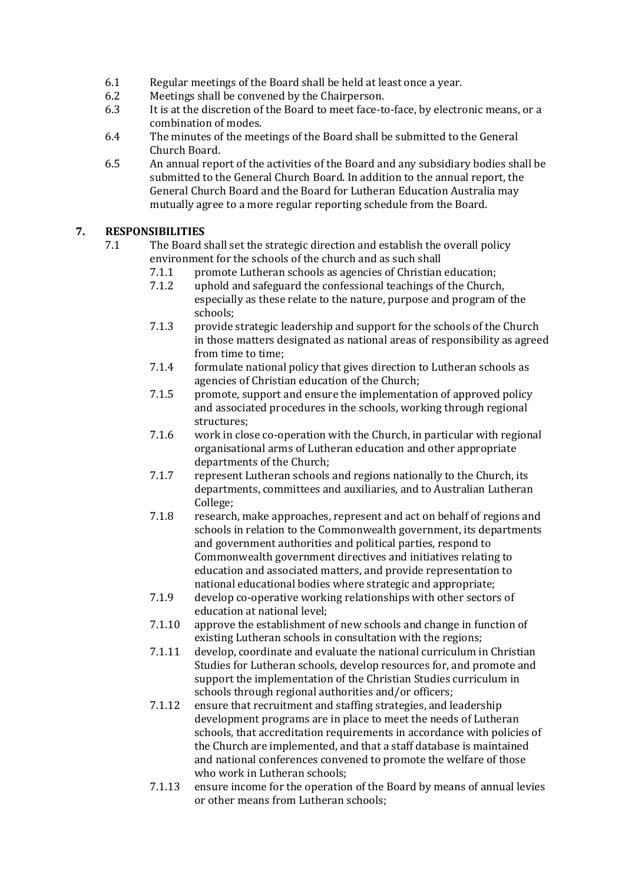6.1 Regular meetings of the Board shall be held at least once a year.

6.2 Meetings shall be convened by the Chairperson.

6.3 It is at the discretion of the Board to meet face-to-face, by electronic means, or a combination of modes.

6.4 The minutes of the meetings of the Board shall be submitted to the General Church Board.

6.5 An annual report of the activities of the Board and any subsidiary bodies shall be submitted to the General Church Board. In addition to the annual report, the General Church Board and the Board for Lutheran Education Australia may mutually agree to a more regular reporting schedule from the Board.

## 7. RESPONSIBILITIES

7.1 The Board shall set the strategic direction and establish the overall policy environment for the schools of the church and as such shall

- 7.1.1 promote Lutheran schools as agencies of Christian education;
- 7.1.2 uphold and safeguard the confessional teachings of the Church, especially as these relate to the nature, purpose and program of the schools;
- 7.1.3 provide strategic leadership and support for the schools of the Church in those matters designated as national areas of responsibility as agreed from time to time;
- 7.1.4 formulate national policy that gives direction to Lutheran schools as agencies of Christian education of the Church;
- 7.1.5 promote, support and ensure the implementation of approved policy and associated procedures in the schools, working through regional structures;
- 7.1.6 work in close co-operation with the Church, in particular with regional organisational arms of Lutheran education and other appropriate departments of the Church;
- 7.1.7 represent Lutheran schools and regions nationally to the Church, its departments, committees and auxiliaries, and to Australian Lutheran College;
- 7.1.8 research, make approaches, represent and act on behalf of regions and schools in relation to the Commonwealth government, its departments and government authorities and political parties, respond to Commonwealth government directives and initiatives relating to education and associated matters, and provide representation to national educational bodies where strategic and appropriate;
- 7.1.9 develop co-operative working relationships with other sectors of education at national level;
- 7.1.10 approve the establishment of new schools and change in function of existing Lutheran schools in consultation with the regions;
- 7.1.11 develop, coordinate and evaluate the national curriculum in Christian Studies for Lutheran schools, develop resources for, and promote and support the implementation of the Christian Studies curriculum in schools through regional authorities and/or officers;
- 7.1.12 ensure that recruitment and staffing strategies, and leadership development programs are in place to meet the needs of Lutheran schools, that accreditation requirements in accordance with policies of the Church are implemented, and that a staff database is maintained and national conferences convened to promote the welfare of those who work in Lutheran schools;
- 7.1.13 ensure income for the operation of the Board by means of annual levies or other means from Lutheran schools;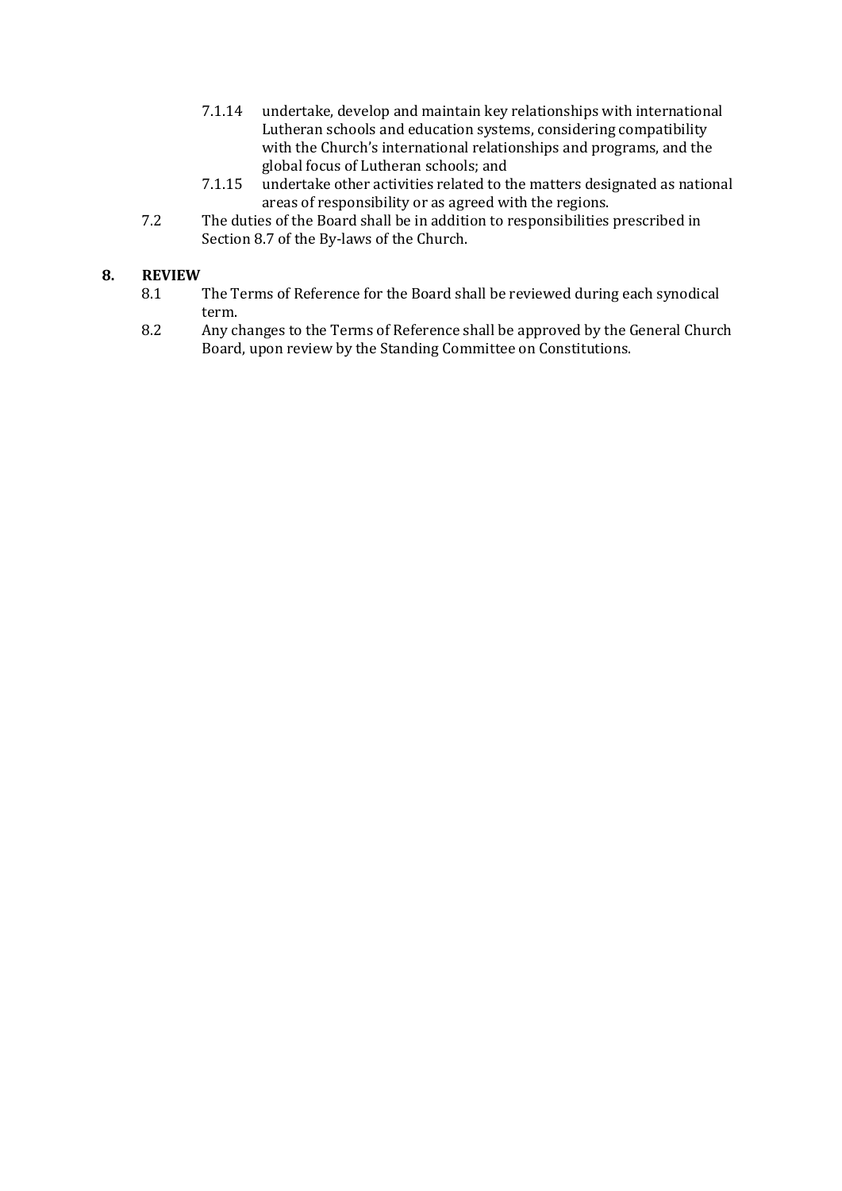7.1.14 undertake, develop and maintain key relationships with international Lutheran schools and education systems, considering compatibility with the Church's international relationships and programs, and the global focus of Lutheran schools; and

7.1.15 undertake other activities related to the matters designated as national areas of responsibility or as agreed with the regions.

7.2 The duties of the Board shall be in addition to responsibilities prescribed in Section 8.7 of the By-laws of the Church.

## 8. REVIEW

8.1 The Terms of Reference for the Board shall be reviewed during each synodical term.

8.2 Any changes to the Terms of Reference shall be approved by the General Church Board, upon review by the Standing Committee on Constitutions.